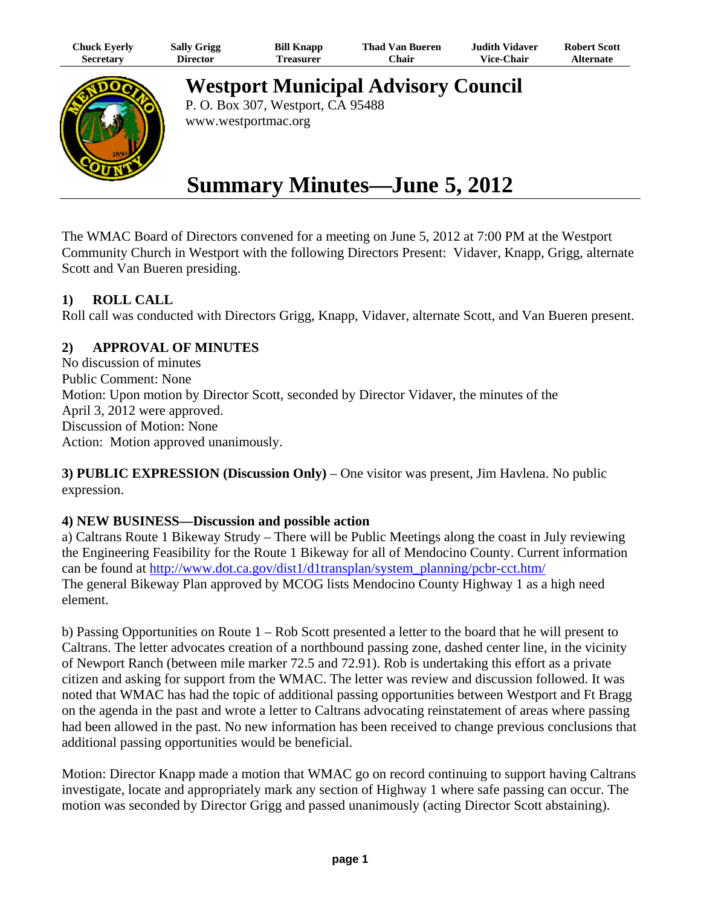| Chuck Eyerly | Sally Grigg | Bill Knapp | Thad Van Bueren | Judith Vidaver | Robert Scott |
| --- | --- | --- | --- | --- | --- |
| Secretary | Director | Treasurer | Chair | Vice-Chair | Alternate |

# Westport Municipal Advisory Council

P. O. Box 307, Westport, CA 95488
www.westportmac.org

# Summary Minutes—June 5, 2012

The WMAC Board of Directors convened for a meeting on June 5, 2012 at 7:00 PM at the Westport Community Church in Westport with the following Directors Present: Vidaver, Knapp, Grigg, alternate Scott and Van Bueren presiding.

## 1) ROLL CALL

Roll call was conducted with Directors Grigg, Knapp, Vidaver, alternate Scott, and Van Bueren present.

## 2) APPROVAL OF MINUTES

No discussion of minutes
Public Comment: None
Motion: Upon motion by Director Scott, seconded by Director Vidaver, the minutes of the April 3, 2012 were approved.
Discussion of Motion: None
Action: Motion approved unanimously.

**3) PUBLIC EXPRESSION (Discussion Only)** – One visitor was present, Jim Havlena. No public expression.

**4) NEW BUSINESS—Discussion and possible action**

a) Caltrans Route 1 Bikeway Strudy – There will be Public Meetings along the coast in July reviewing the Engineering Feasibility for the Route 1 Bikeway for all of Mendocino County. Current information can be found at http://www.dot.ca.gov/dist1/d1transplan/system_planning/pcbr-cct.htm/
The general Bikeway Plan approved by MCOG lists Mendocino County Highway 1 as a high need element.

b) Passing Opportunities on Route 1 – Rob Scott presented a letter to the board that he will present to Caltrans. The letter advocates creation of a northbound passing zone, dashed center line, in the vicinity of Newport Ranch (between mile marker 72.5 and 72.91). Rob is undertaking this effort as a private citizen and asking for support from the WMAC. The letter was review and discussion followed. It was noted that WMAC has had the topic of additional passing opportunities between Westport and Ft Bragg on the agenda in the past and wrote a letter to Caltrans advocating reinstatement of areas where passing had been allowed in the past. No new information has been received to change previous conclusions that additional passing opportunities would be beneficial.

Motion: Director Knapp made a motion that WMAC go on record continuing to support having Caltrans investigate, locate and appropriately mark any section of Highway 1 where safe passing can occur. The motion was seconded by Director Grigg and passed unanimously (acting Director Scott abstaining).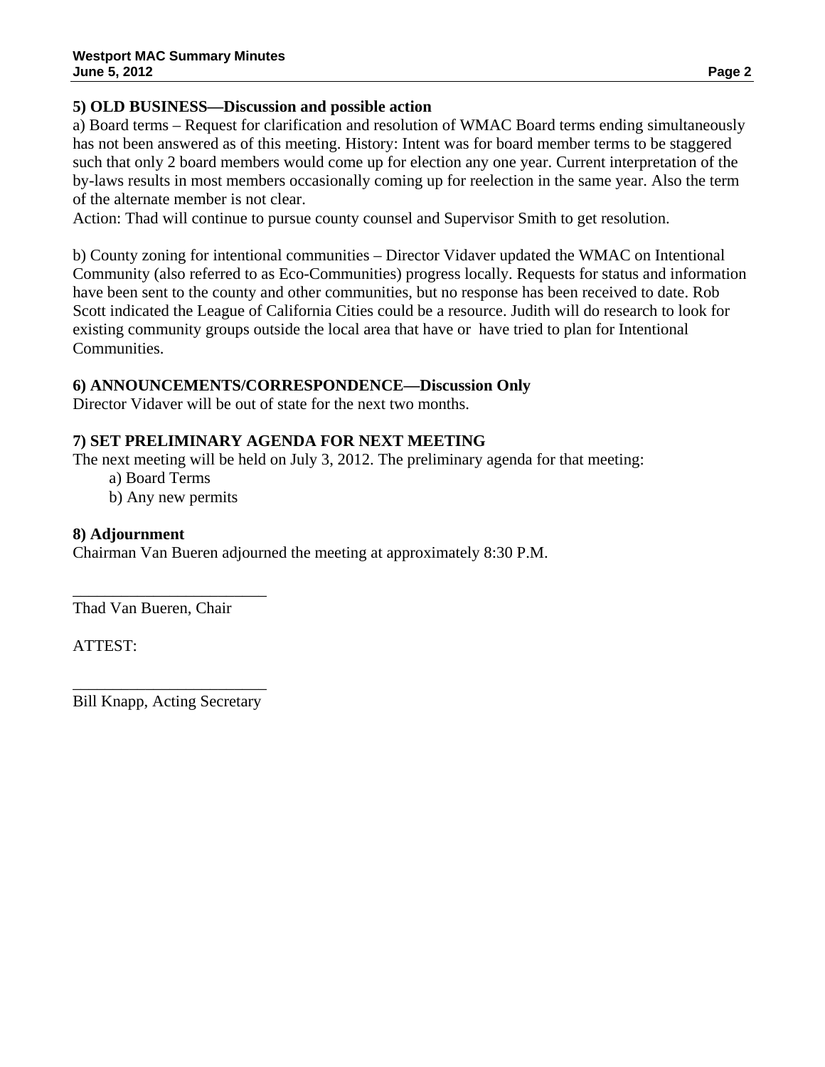**5) OLD BUSINESS—Discussion and possible action**

a) Board terms – Request for clarification and resolution of WMAC Board terms ending simultaneously has not been answered as of this meeting. History: Intent was for board member terms to be staggered such that only 2 board members would come up for election any one year. Current interpretation of the by-laws results in most members occasionally coming up for reelection in the same year. Also the term of the alternate member is not clear.

Action: Thad will continue to pursue county counsel and Supervisor Smith to get resolution.

b) County zoning for intentional communities – Director Vidaver updated the WMAC on Intentional Community (also referred to as Eco-Communities) progress locally. Requests for status and information have been sent to the county and other communities, but no response has been received to date. Rob Scott indicated the League of California Cities could be a resource. Judith will do research to look for existing community groups outside the local area that have or have tried to plan for Intentional Communities.

**6) ANNOUNCEMENTS/CORRESPONDENCE—Discussion Only**

Director Vidaver will be out of state for the next two months.

**7) SET PRELIMINARY AGENDA FOR NEXT MEETING**

The next meeting will be held on July 3, 2012. The preliminary agenda for that meeting:

a) Board Terms
b) Any new permits

**8) Adjournment**

Chairman Van Bueren adjourned the meeting at approximately 8:30 P.M.

________________________
Thad Van Bueren, Chair

ATTEST:

________________________
Bill Knapp, Acting Secretary